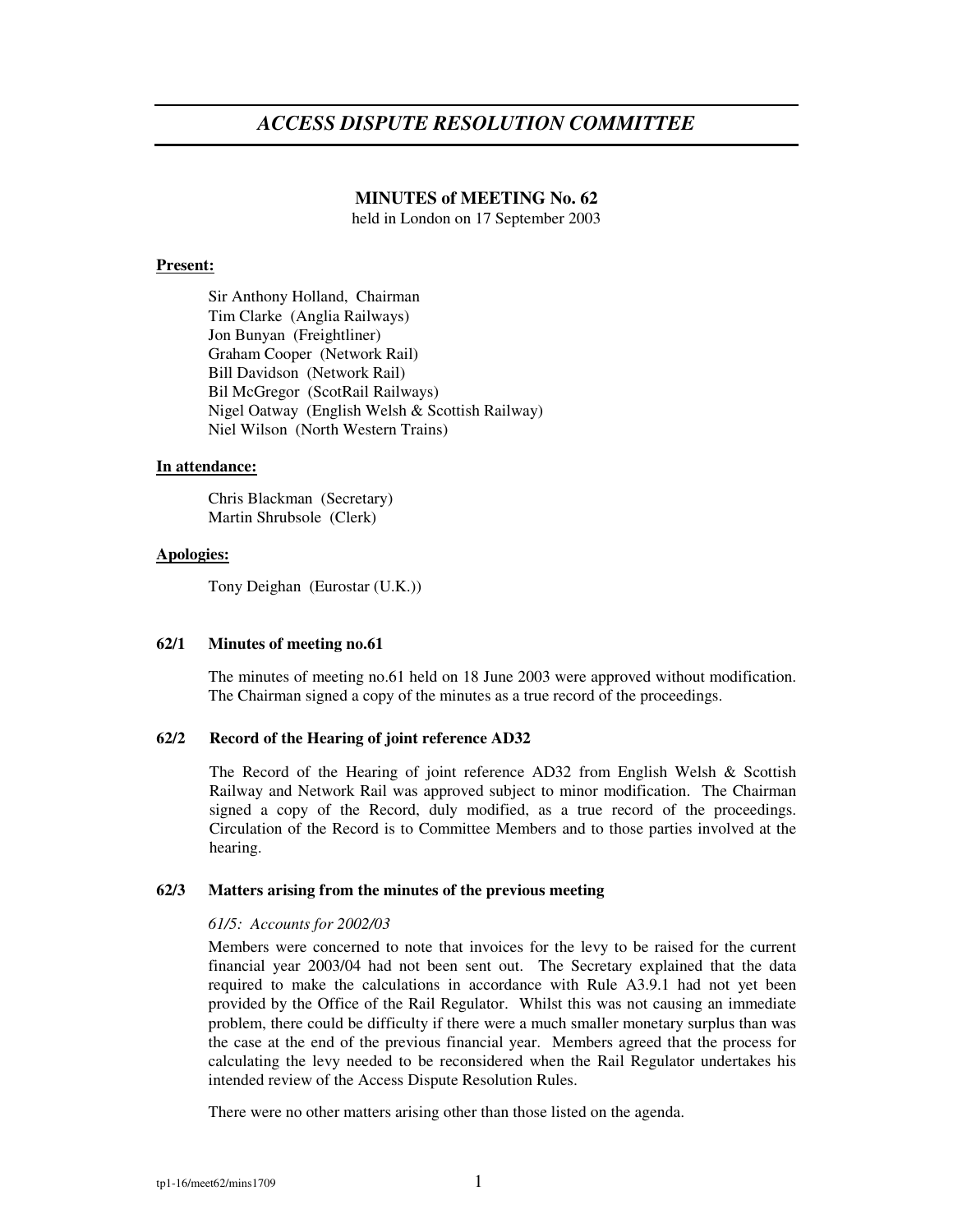# *ACCESS DISPUTE RESOLUTION COMMITTEE*

## MINUTES of MEETING No. 62

held in London on 17 September 2003

**Present:**

Sir Anthony Holland, Chairman
Tim Clarke (Anglia Railways)
Jon Bunyan (Freightliner)
Graham Cooper (Network Rail)
Bill Davidson (Network Rail)
Bil McGregor (ScotRail Railways)
Nigel Oatway (English Welsh & Scottish Railway)
Niel Wilson (North Western Trains)

**In attendance:**

Chris Blackman (Secretary)
Martin Shrubsole (Clerk)

**Apologies:**

Tony Deighan (Eurostar (U.K.))

### 62/1 Minutes of meeting no.61

The minutes of meeting no.61 held on 18 June 2003 were approved without modification. The Chairman signed a copy of the minutes as a true record of the proceedings.

### 62/2 Record of the Hearing of joint reference AD32

The Record of the Hearing of joint reference AD32 from English Welsh & Scottish Railway and Network Rail was approved subject to minor modification. The Chairman signed a copy of the Record, duly modified, as a true record of the proceedings. Circulation of the Record is to Committee Members and to those parties involved at the hearing.

### 62/3 Matters arising from the minutes of the previous meeting

*61/5: Accounts for 2002/03*

Members were concerned to note that invoices for the levy to be raised for the current financial year 2003/04 had not been sent out. The Secretary explained that the data required to make the calculations in accordance with Rule A3.9.1 had not yet been provided by the Office of the Rail Regulator. Whilst this was not causing an immediate problem, there could be difficulty if there were a much smaller monetary surplus than was the case at the end of the previous financial year. Members agreed that the process for calculating the levy needed to be reconsidered when the Rail Regulator undertakes his intended review of the Access Dispute Resolution Rules.

There were no other matters arising other than those listed on the agenda.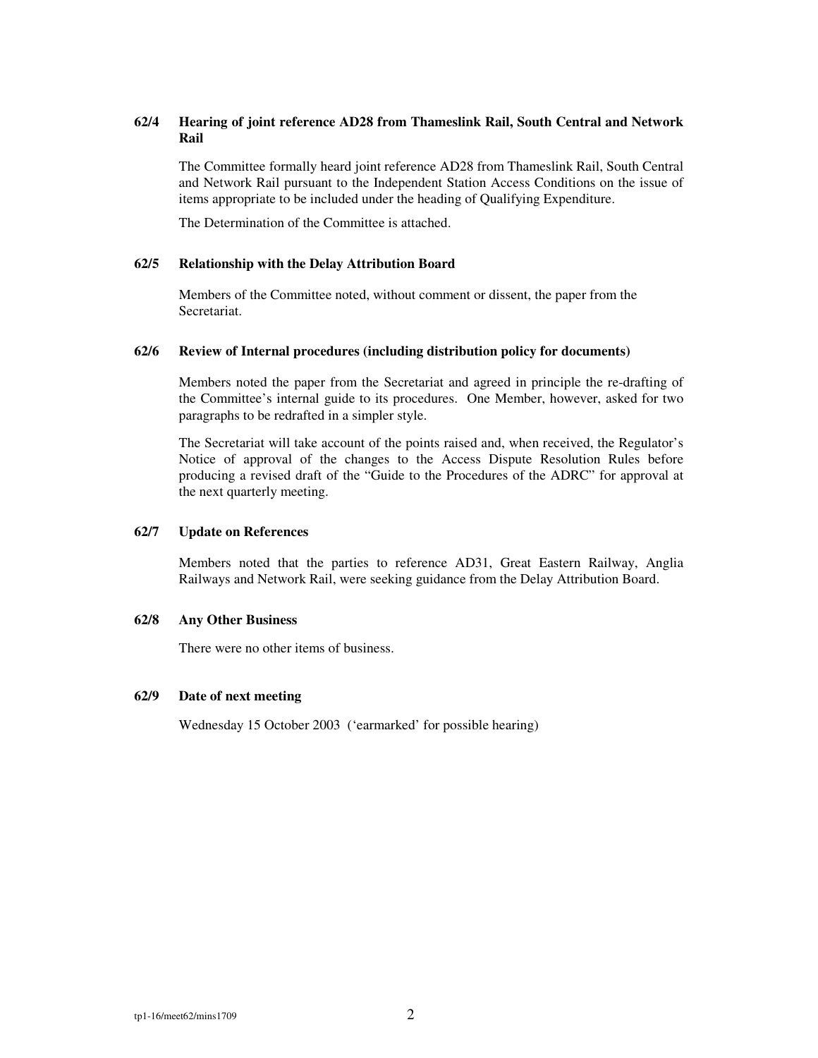### 62/4 Hearing of joint reference AD28 from Thameslink Rail, South Central and Network Rail

The Committee formally heard joint reference AD28 from Thameslink Rail, South Central and Network Rail pursuant to the Independent Station Access Conditions on the issue of items appropriate to be included under the heading of Qualifying Expenditure.

The Determination of the Committee is attached.

### 62/5 Relationship with the Delay Attribution Board

Members of the Committee noted, without comment or dissent, the paper from the Secretariat.

### 62/6 Review of Internal procedures (including distribution policy for documents)

Members noted the paper from the Secretariat and agreed in principle the re-drafting of the Committee's internal guide to its procedures. One Member, however, asked for two paragraphs to be redrafted in a simpler style.

The Secretariat will take account of the points raised and, when received, the Regulator's Notice of approval of the changes to the Access Dispute Resolution Rules before producing a revised draft of the "Guide to the Procedures of the ADRC" for approval at the next quarterly meeting.

### 62/7 Update on References

Members noted that the parties to reference AD31, Great Eastern Railway, Anglia Railways and Network Rail, were seeking guidance from the Delay Attribution Board.

### 62/8 Any Other Business

There were no other items of business.

### 62/9 Date of next meeting

Wednesday 15 October 2003 ('earmarked' for possible hearing)

tp1-16/meet62/mins1709